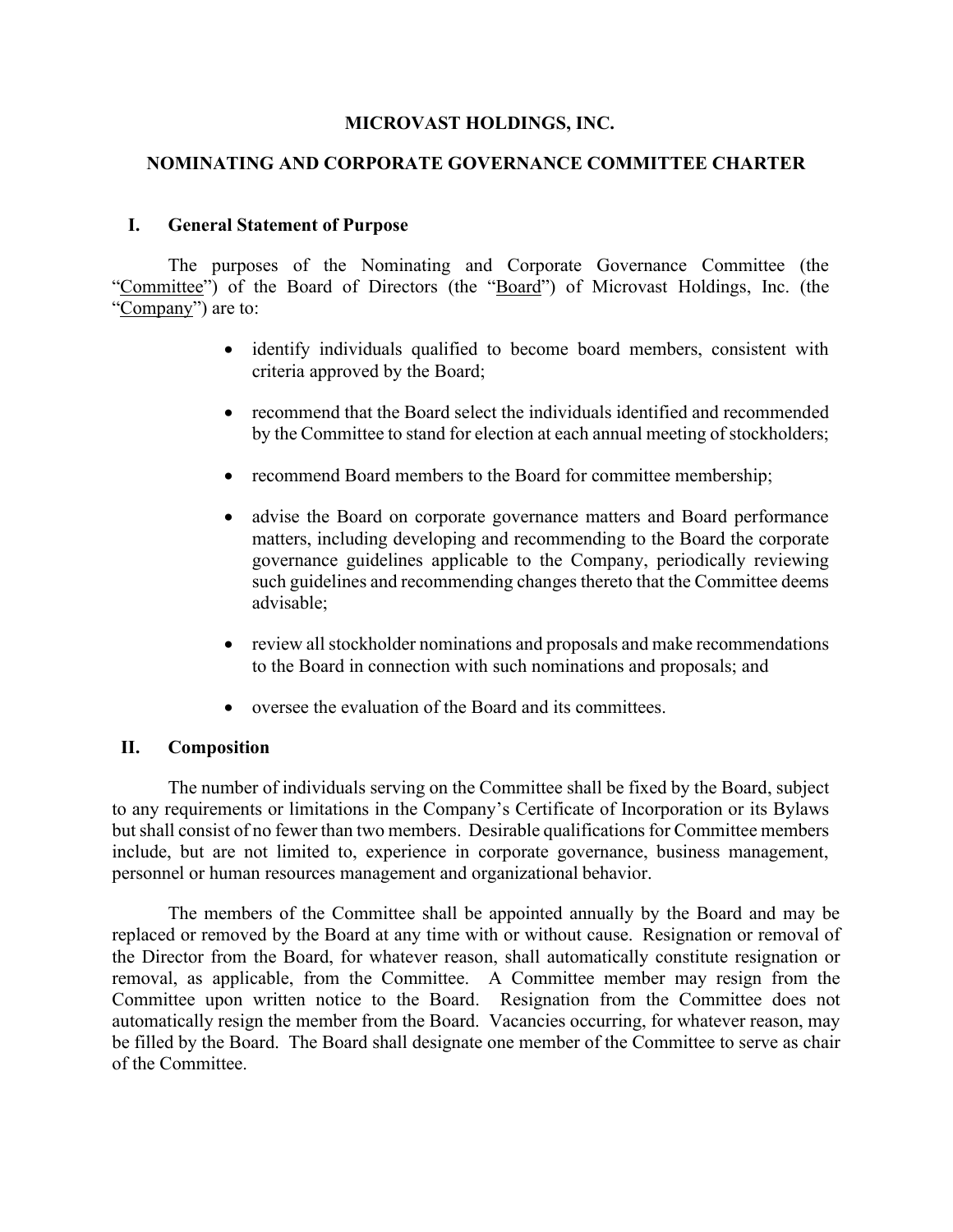# MICROVAST HOLDINGS, INC.

## NOMINATING AND CORPORATE GOVERNANCE COMMITTEE CHARTER

### I. General Statement of Purpose

The purposes of the Nominating and Corporate Governance Committee (the "Committee") of the Board of Directors (the "Board") of Microvast Holdings, Inc. (the "Company") are to:

- identify individuals qualified to become board members, consistent with criteria approved by the Board;
- recommend that the Board select the individuals identified and recommended by the Committee to stand for election at each annual meeting of stockholders;
- recommend Board members to the Board for committee membership;
- advise the Board on corporate governance matters and Board performance matters, including developing and recommending to the Board the corporate governance guidelines applicable to the Company, periodically reviewing such guidelines and recommending changes thereto that the Committee deems advisable;
- review all stockholder nominations and proposals and make recommendations to the Board in connection with such nominations and proposals; and
- oversee the evaluation of the Board and its committees.

### II. Composition

The number of individuals serving on the Committee shall be fixed by the Board, subject to any requirements or limitations in the Company's Certificate of Incorporation or its Bylaws but shall consist of no fewer than two members. Desirable qualifications for Committee members include, but are not limited to, experience in corporate governance, business management, personnel or human resources management and organizational behavior.

The members of the Committee shall be appointed annually by the Board and may be replaced or removed by the Board at any time with or without cause. Resignation or removal of the Director from the Board, for whatever reason, shall automatically constitute resignation or removal, as applicable, from the Committee. A Committee member may resign from the Committee upon written notice to the Board. Resignation from the Committee does not automatically resign the member from the Board. Vacancies occurring, for whatever reason, may be filled by the Board. The Board shall designate one member of the Committee to serve as chair of the Committee.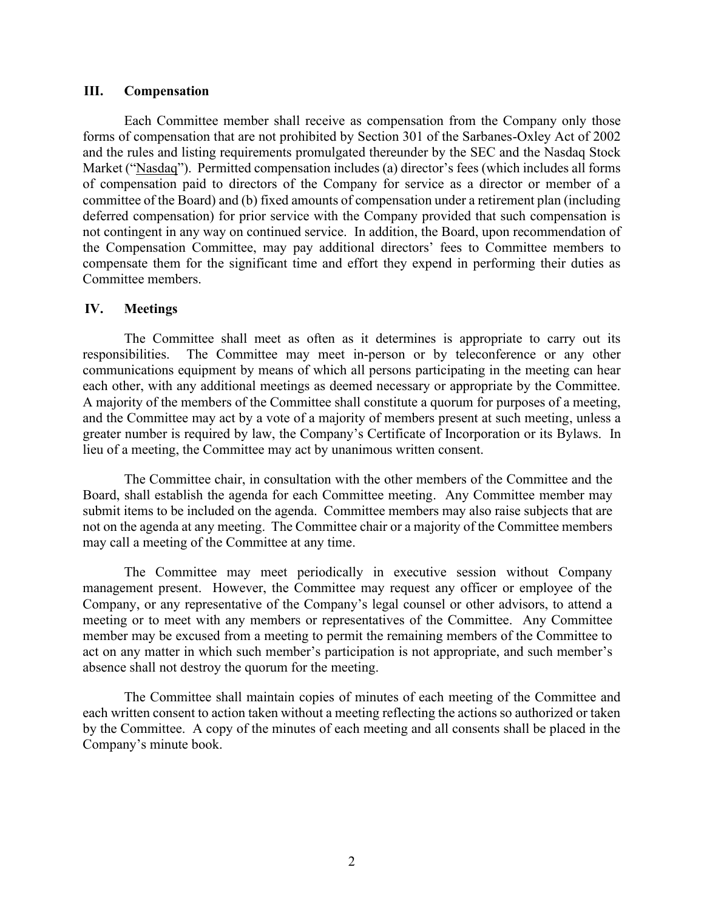## III. Compensation

Each Committee member shall receive as compensation from the Company only those forms of compensation that are not prohibited by Section 301 of the Sarbanes-Oxley Act of 2002 and the rules and listing requirements promulgated thereunder by the SEC and the Nasdaq Stock Market ("Nasdaq"). Permitted compensation includes (a) director's fees (which includes all forms of compensation paid to directors of the Company for service as a director or member of a committee of the Board) and (b) fixed amounts of compensation under a retirement plan (including deferred compensation) for prior service with the Company provided that such compensation is not contingent in any way on continued service. In addition, the Board, upon recommendation of the Compensation Committee, may pay additional directors' fees to Committee members to compensate them for the significant time and effort they expend in performing their duties as Committee members.

## IV. Meetings

The Committee shall meet as often as it determines is appropriate to carry out its responsibilities. The Committee may meet in-person or by teleconference or any other communications equipment by means of which all persons participating in the meeting can hear each other, with any additional meetings as deemed necessary or appropriate by the Committee. A majority of the members of the Committee shall constitute a quorum for purposes of a meeting, and the Committee may act by a vote of a majority of members present at such meeting, unless a greater number is required by law, the Company's Certificate of Incorporation or its Bylaws. In lieu of a meeting, the Committee may act by unanimous written consent.

The Committee chair, in consultation with the other members of the Committee and the Board, shall establish the agenda for each Committee meeting. Any Committee member may submit items to be included on the agenda. Committee members may also raise subjects that are not on the agenda at any meeting. The Committee chair or a majority of the Committee members may call a meeting of the Committee at any time.

The Committee may meet periodically in executive session without Company management present. However, the Committee may request any officer or employee of the Company, or any representative of the Company's legal counsel or other advisors, to attend a meeting or to meet with any members or representatives of the Committee. Any Committee member may be excused from a meeting to permit the remaining members of the Committee to act on any matter in which such member's participation is not appropriate, and such member's absence shall not destroy the quorum for the meeting.

The Committee shall maintain copies of minutes of each meeting of the Committee and each written consent to action taken without a meeting reflecting the actions so authorized or taken by the Committee. A copy of the minutes of each meeting and all consents shall be placed in the Company's minute book.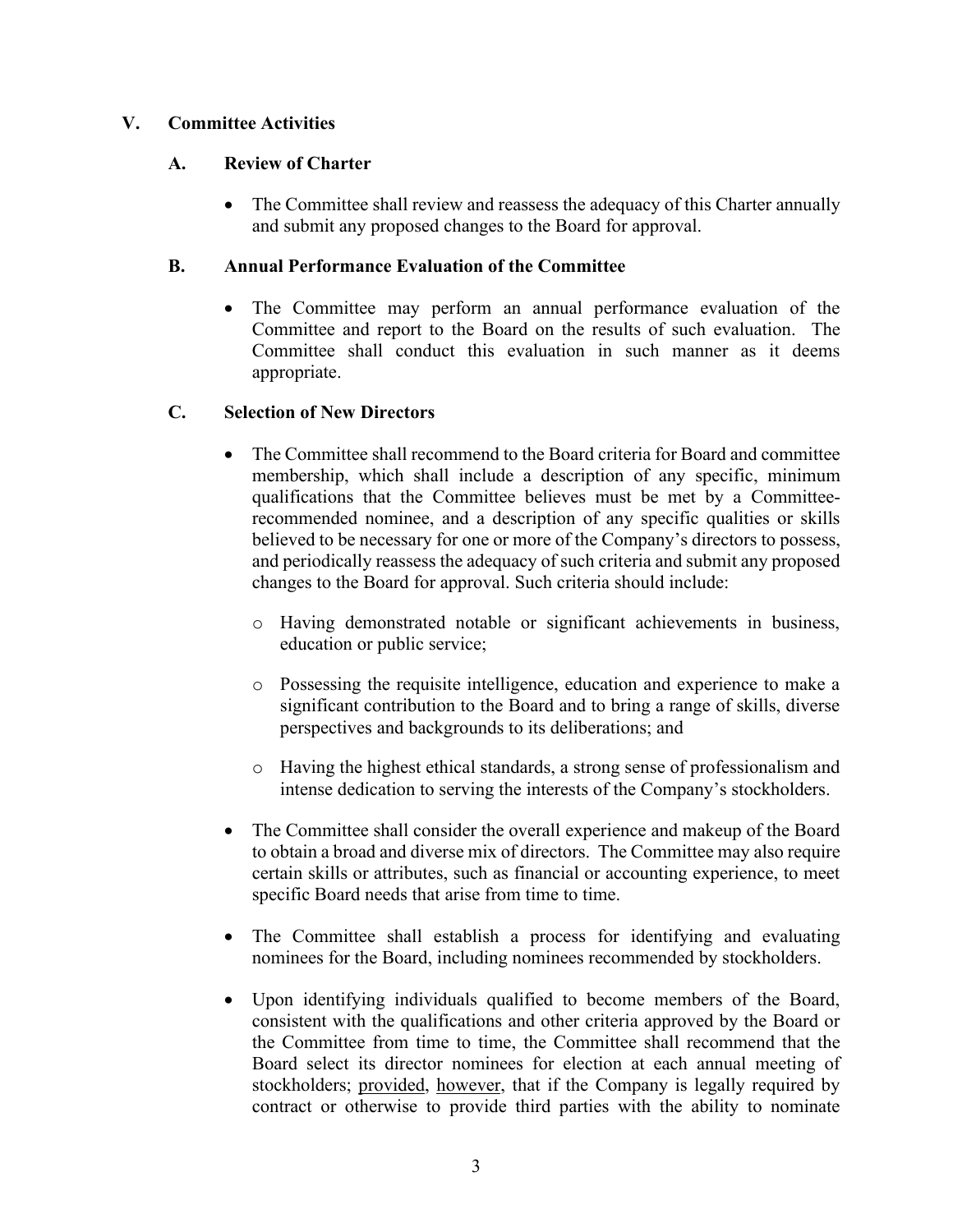## V. Committee Activities

### A. Review of Charter

- The Committee shall review and reassess the adequacy of this Charter annually and submit any proposed changes to the Board for approval.

### B. Annual Performance Evaluation of the Committee

- The Committee may perform an annual performance evaluation of the Committee and report to the Board on the results of such evaluation. The Committee shall conduct this evaluation in such manner as it deems appropriate.

### C. Selection of New Directors

- The Committee shall recommend to the Board criteria for Board and committee membership, which shall include a description of any specific, minimum qualifications that the Committee believes must be met by a Committee-recommended nominee, and a description of any specific qualities or skills believed to be necessary for one or more of the Company's directors to possess, and periodically reassess the adequacy of such criteria and submit any proposed changes to the Board for approval. Such criteria should include:
  - Having demonstrated notable or significant achievements in business, education or public service;
  - Possessing the requisite intelligence, education and experience to make a significant contribution to the Board and to bring a range of skills, diverse perspectives and backgrounds to its deliberations; and
  - Having the highest ethical standards, a strong sense of professionalism and intense dedication to serving the interests of the Company's stockholders.
- The Committee shall consider the overall experience and makeup of the Board to obtain a broad and diverse mix of directors. The Committee may also require certain skills or attributes, such as financial or accounting experience, to meet specific Board needs that arise from time to time.
- The Committee shall establish a process for identifying and evaluating nominees for the Board, including nominees recommended by stockholders.
- Upon identifying individuals qualified to become members of the Board, consistent with the qualifications and other criteria approved by the Board or the Committee from time to time, the Committee shall recommend that the Board select its director nominees for election at each annual meeting of stockholders; <u>provided</u>, <u>however</u>, that if the Company is legally required by contract or otherwise to provide third parties with the ability to nominate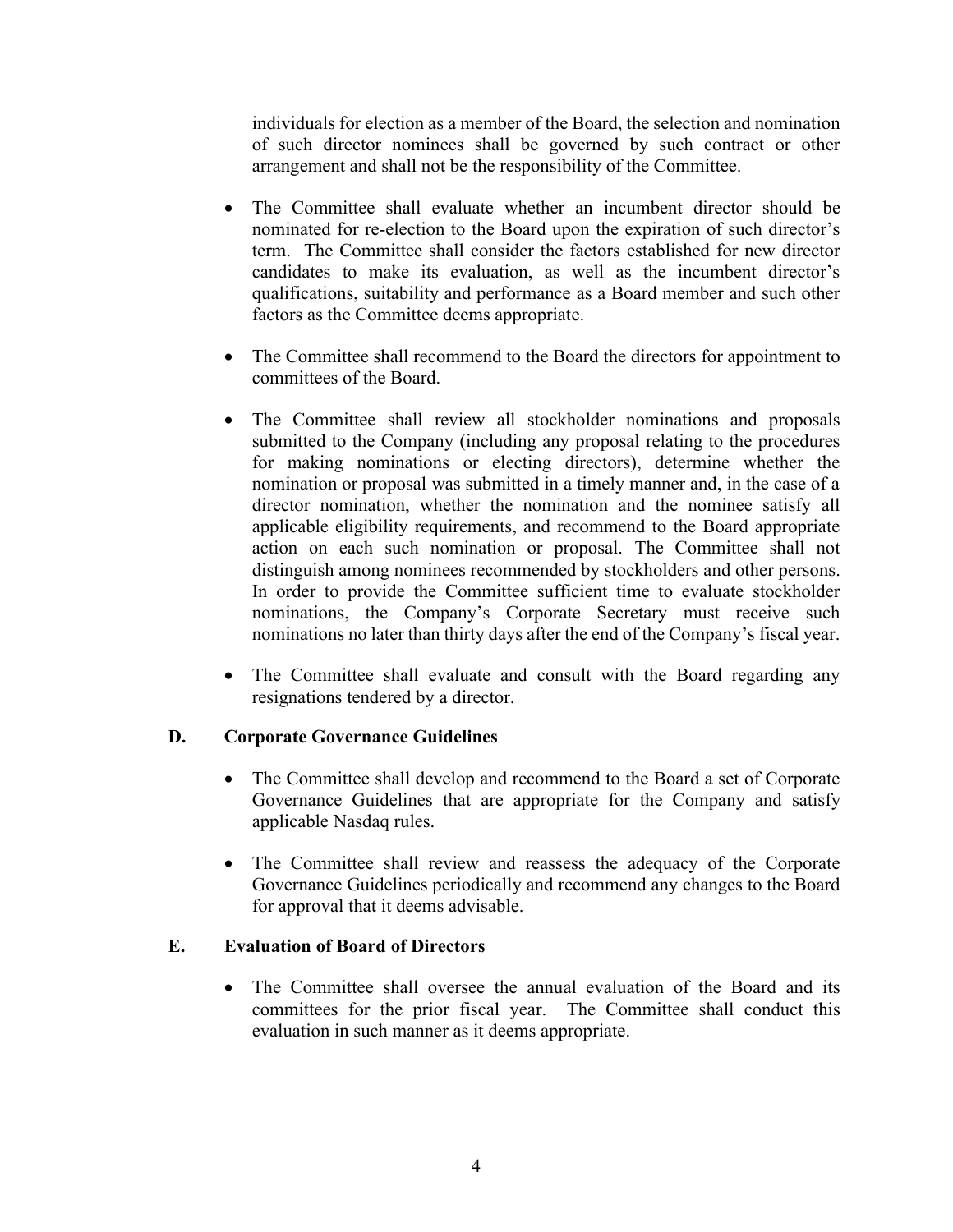individuals for election as a member of the Board, the selection and nomination of such director nominees shall be governed by such contract or other arrangement and shall not be the responsibility of the Committee.

- The Committee shall evaluate whether an incumbent director should be nominated for re-election to the Board upon the expiration of such director's term. The Committee shall consider the factors established for new director candidates to make its evaluation, as well as the incumbent director's qualifications, suitability and performance as a Board member and such other factors as the Committee deems appropriate.

- The Committee shall recommend to the Board the directors for appointment to committees of the Board.

- The Committee shall review all stockholder nominations and proposals submitted to the Company (including any proposal relating to the procedures for making nominations or electing directors), determine whether the nomination or proposal was submitted in a timely manner and, in the case of a director nomination, whether the nomination and the nominee satisfy all applicable eligibility requirements, and recommend to the Board appropriate action on each such nomination or proposal. The Committee shall not distinguish among nominees recommended by stockholders and other persons. In order to provide the Committee sufficient time to evaluate stockholder nominations, the Company's Corporate Secretary must receive such nominations no later than thirty days after the end of the Company's fiscal year.

- The Committee shall evaluate and consult with the Board regarding any resignations tendered by a director.

### D. Corporate Governance Guidelines

- The Committee shall develop and recommend to the Board a set of Corporate Governance Guidelines that are appropriate for the Company and satisfy applicable Nasdaq rules.

- The Committee shall review and reassess the adequacy of the Corporate Governance Guidelines periodically and recommend any changes to the Board for approval that it deems advisable.

### E. Evaluation of Board of Directors

- The Committee shall oversee the annual evaluation of the Board and its committees for the prior fiscal year. The Committee shall conduct this evaluation in such manner as it deems appropriate.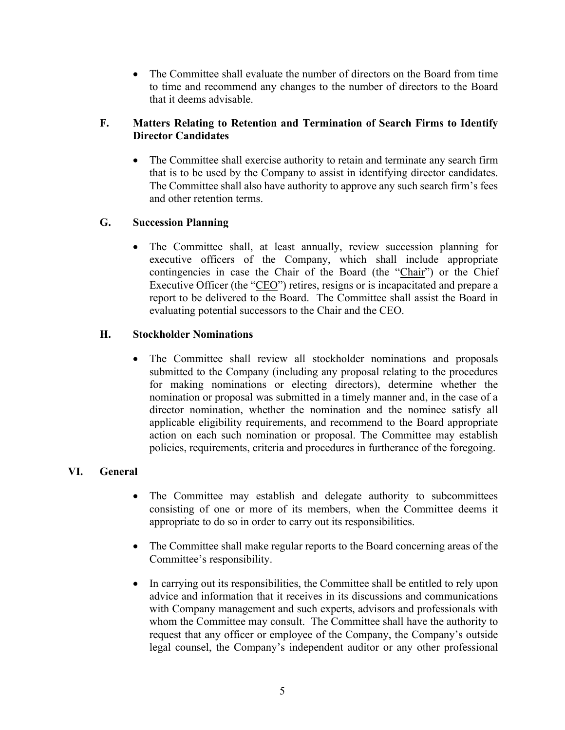- The Committee shall evaluate the number of directors on the Board from time to time and recommend any changes to the number of directors to the Board that it deems advisable.

### F. Matters Relating to Retention and Termination of Search Firms to Identify Director Candidates

- The Committee shall exercise authority to retain and terminate any search firm that is to be used by the Company to assist in identifying director candidates. The Committee shall also have authority to approve any such search firm's fees and other retention terms.

### G. Succession Planning

- The Committee shall, at least annually, review succession planning for executive officers of the Company, which shall include appropriate contingencies in case the Chair of the Board (the "Chair") or the Chief Executive Officer (the "CEO") retires, resigns or is incapacitated and prepare a report to be delivered to the Board. The Committee shall assist the Board in evaluating potential successors to the Chair and the CEO.

### H. Stockholder Nominations

- The Committee shall review all stockholder nominations and proposals submitted to the Company (including any proposal relating to the procedures for making nominations or electing directors), determine whether the nomination or proposal was submitted in a timely manner and, in the case of a director nomination, whether the nomination and the nominee satisfy all applicable eligibility requirements, and recommend to the Board appropriate action on each such nomination or proposal. The Committee may establish policies, requirements, criteria and procedures in furtherance of the foregoing.

## VI. General

- The Committee may establish and delegate authority to subcommittees consisting of one or more of its members, when the Committee deems it appropriate to do so in order to carry out its responsibilities.
- The Committee shall make regular reports to the Board concerning areas of the Committee's responsibility.
- In carrying out its responsibilities, the Committee shall be entitled to rely upon advice and information that it receives in its discussions and communications with Company management and such experts, advisors and professionals with whom the Committee may consult. The Committee shall have the authority to request that any officer or employee of the Company, the Company's outside legal counsel, the Company's independent auditor or any other professional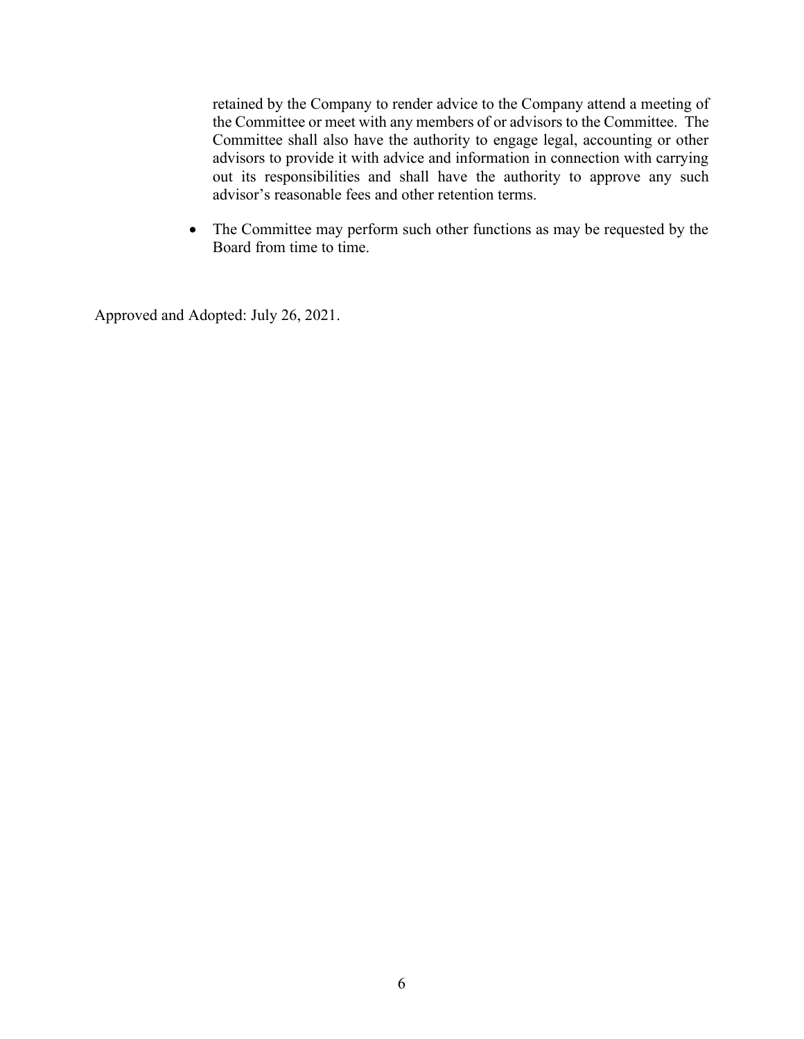retained by the Company to render advice to the Company attend a meeting of the Committee or meet with any members of or advisors to the Committee. The Committee shall also have the authority to engage legal, accounting or other advisors to provide it with advice and information in connection with carrying out its responsibilities and shall have the authority to approve any such advisor's reasonable fees and other retention terms.

- The Committee may perform such other functions as may be requested by the Board from time to time.

Approved and Adopted: July 26, 2021.